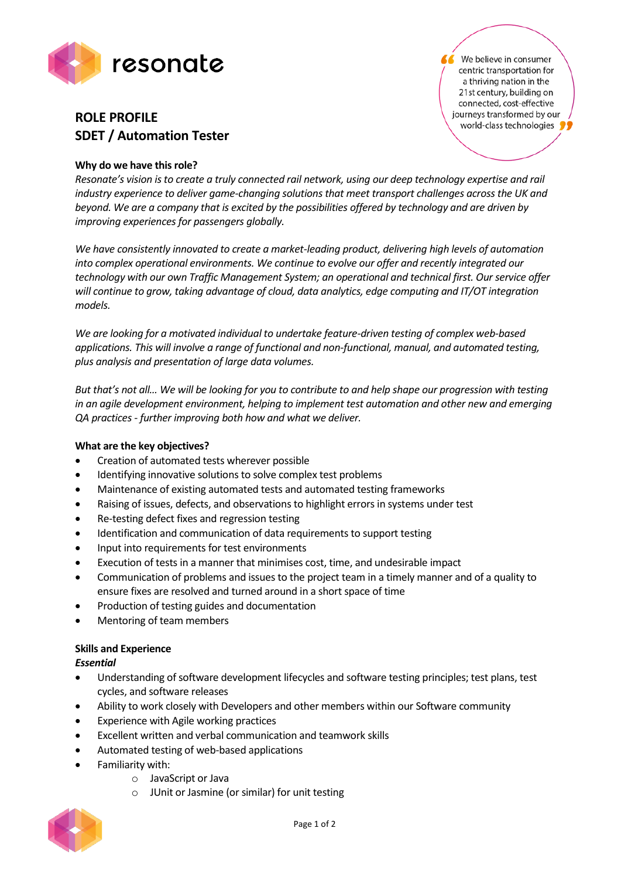resonate

# ROLE PROFILE
## SDET / Automation Tester

> We believe in consumer centric transportation for a thriving nation in the 21st century, building on connected, cost-effective journeys transformed by our world-class technologies

**Why do we have this role?**

*Resonate's vision is to create a truly connected rail network, using our deep technology expertise and rail industry experience to deliver game-changing solutions that meet transport challenges across the UK and beyond. We are a company that is excited by the possibilities offered by technology and are driven by improving experiences for passengers globally.*

*We have consistently innovated to create a market-leading product, delivering high levels of automation into complex operational environments. We continue to evolve our offer and recently integrated our technology with our own Traffic Management System; an operational and technical first. Our service offer will continue to grow, taking advantage of cloud, data analytics, edge computing and IT/OT integration models.*

*We are looking for a motivated individual to undertake feature-driven testing of complex web-based applications. This will involve a range of functional and non-functional, manual, and automated testing, plus analysis and presentation of large data volumes.*

*But that's not all… We will be looking for you to contribute to and help shape our progression with testing in an agile development environment, helping to implement test automation and other new and emerging QA practices - further improving both how and what we deliver.*

**What are the key objectives?**

- Creation of automated tests wherever possible
- Identifying innovative solutions to solve complex test problems
- Maintenance of existing automated tests and automated testing frameworks
- Raising of issues, defects, and observations to highlight errors in systems under test
- Re-testing defect fixes and regression testing
- Identification and communication of data requirements to support testing
- Input into requirements for test environments
- Execution of tests in a manner that minimises cost, time, and undesirable impact
- Communication of problems and issues to the project team in a timely manner and of a quality to ensure fixes are resolved and turned around in a short space of time
- Production of testing guides and documentation
- Mentoring of team members

**Skills and Experience**

***Essential***

- Understanding of software development lifecycles and software testing principles; test plans, test cycles, and software releases
- Ability to work closely with Developers and other members within our Software community
- Experience with Agile working practices
- Excellent written and verbal communication and teamwork skills
- Automated testing of web-based applications
- Familiarity with:
  - JavaScript or Java
  - JUnit or Jasmine (or similar) for unit testing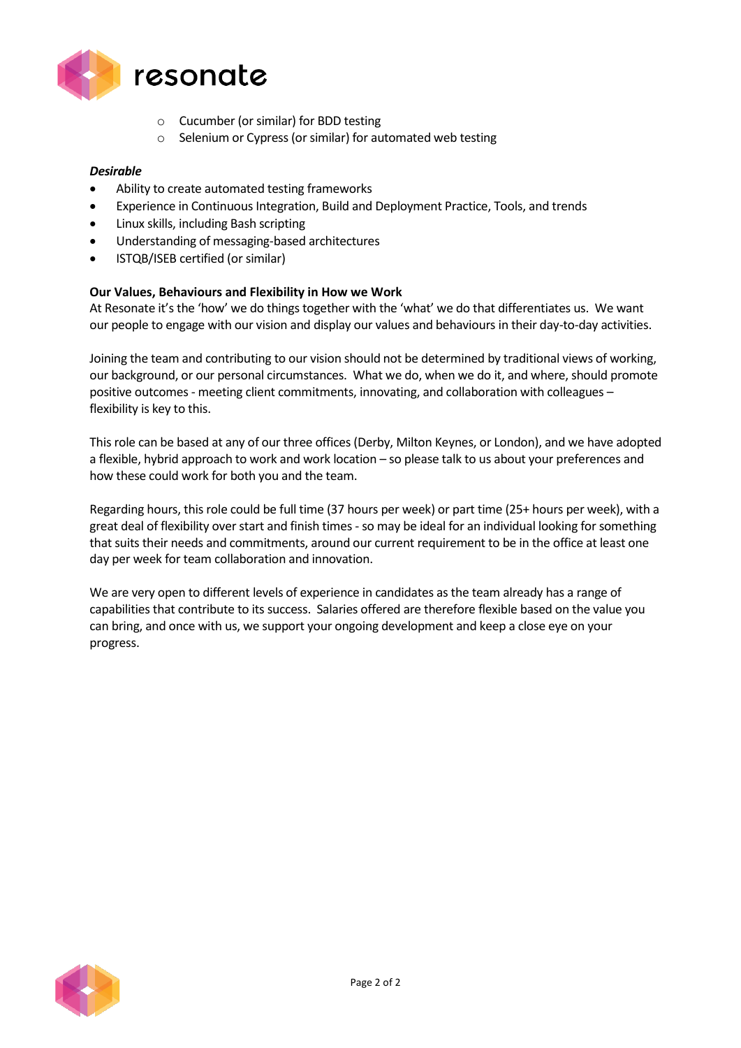- Cucumber (or similar) for BDD testing
- Selenium or Cypress (or similar) for automated web testing

***Desirable***

- Ability to create automated testing frameworks
- Experience in Continuous Integration, Build and Deployment Practice, Tools, and trends
- Linux skills, including Bash scripting
- Understanding of messaging-based architectures
- ISTQB/ISEB certified (or similar)

**Our Values, Behaviours and Flexibility in How we Work**

At Resonate it's the 'how' we do things together with the 'what' we do that differentiates us. We want our people to engage with our vision and display our values and behaviours in their day-to-day activities.

Joining the team and contributing to our vision should not be determined by traditional views of working, our background, or our personal circumstances. What we do, when we do it, and where, should promote positive outcomes - meeting client commitments, innovating, and collaboration with colleagues – flexibility is key to this.

This role can be based at any of our three offices (Derby, Milton Keynes, or London), and we have adopted a flexible, hybrid approach to work and work location – so please talk to us about your preferences and how these could work for both you and the team.

Regarding hours, this role could be full time (37 hours per week) or part time (25+ hours per week), with a great deal of flexibility over start and finish times - so may be ideal for an individual looking for something that suits their needs and commitments, around our current requirement to be in the office at least one day per week for team collaboration and innovation.

We are very open to different levels of experience in candidates as the team already has a range of capabilities that contribute to its success. Salaries offered are therefore flexible based on the value you can bring, and once with us, we support your ongoing development and keep a close eye on your progress.